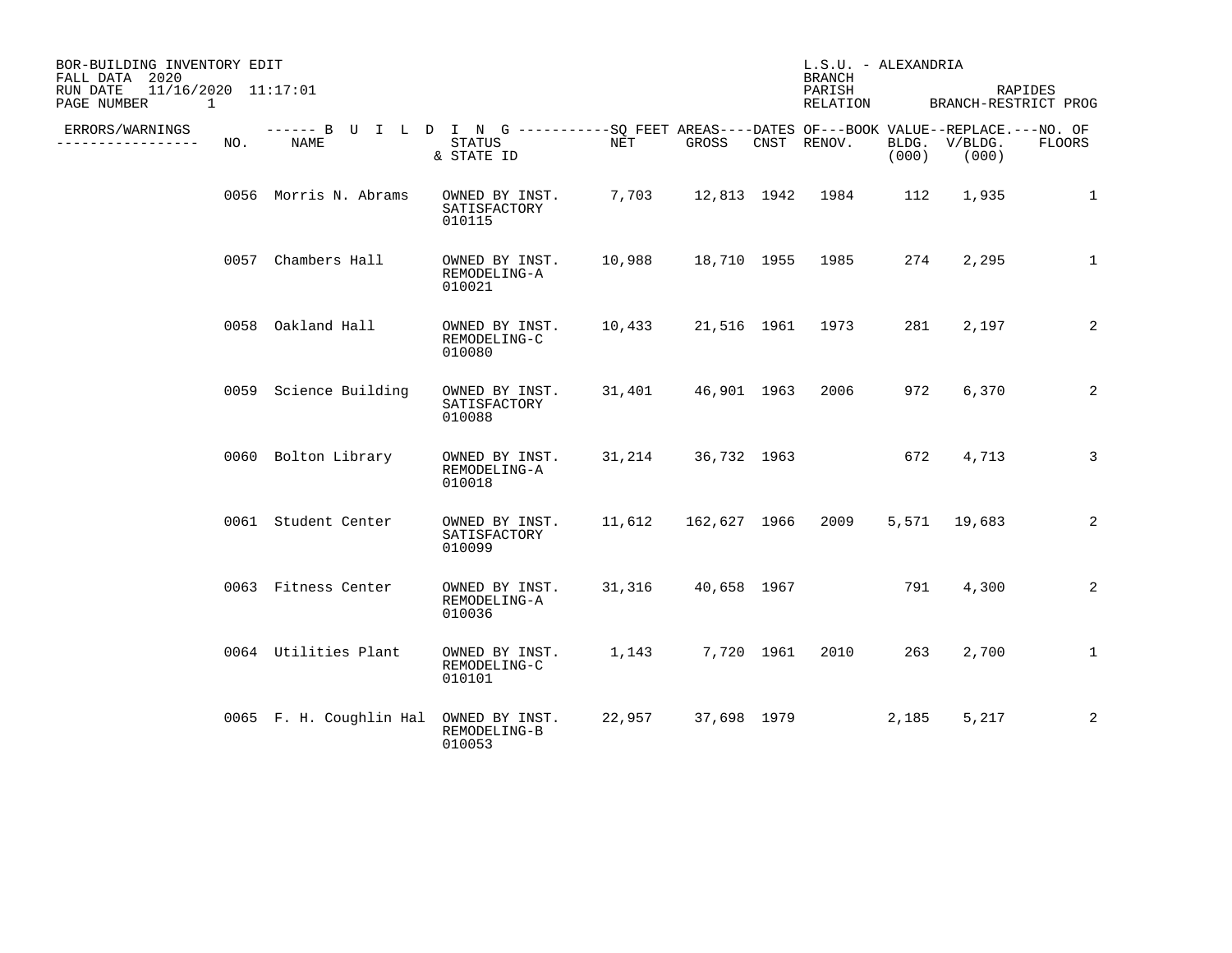BOR-BUILDING INVENTORY EDIT
FALL DATA 2020
RUN DATE 11/16/2020 11:17:01
PAGE NUMBER 1

L.S.U. - ALEXANDRIA
BRANCH
PARISH RAPIDES
RELATION BRANCH-RESTRICT PROG

| ERRORS/WARNINGS | NO. | BUILDING NAME | STATUS & STATE ID | SQ FEET AREAS NET | SQ FEET AREAS GROSS | DATES OF CNST | DATES OF RENOV. | BOOK VALUE BLDG. (000) | REPLACE. V/BLDG. (000) | NO. OF FLOORS |
|---|---|---|---|---|---|---|---|---|---|---|
| | 0056 | Morris N. Abrams | OWNED BY INST. SATISFACTORY 010115 | 7,703 | 12,813 | 1942 | 1984 | 112 | 1,935 | 1 |
| | 0057 | Chambers Hall | OWNED BY INST. REMODELING-A 010021 | 10,988 | 18,710 | 1955 | 1985 | 274 | 2,295 | 1 |
| | 0058 | Oakland Hall | OWNED BY INST. REMODELING-C 010080 | 10,433 | 21,516 | 1961 | 1973 | 281 | 2,197 | 2 |
| | 0059 | Science Building | OWNED BY INST. SATISFACTORY 010088 | 31,401 | 46,901 | 1963 | 2006 | 972 | 6,370 | 2 |
| | 0060 | Bolton Library | OWNED BY INST. REMODELING-A 010018 | 31,214 | 36,732 | 1963 | | 672 | 4,713 | 3 |
| | 0061 | Student Center | OWNED BY INST. SATISFACTORY 010099 | 11,612 | 162,627 | 1966 | 2009 | 5,571 | 19,683 | 2 |
| | 0063 | Fitness Center | OWNED BY INST. REMODELING-A 010036 | 31,316 | 40,658 | 1967 | | 791 | 4,300 | 2 |
| | 0064 | Utilities Plant | OWNED BY INST. REMODELING-C 010101 | 1,143 | 7,720 | 1961 | 2010 | 263 | 2,700 | 1 |
| | 0065 | F. H. Coughlin Hal | OWNED BY INST. REMODELING-B 010053 | 22,957 | 37,698 | 1979 | | 2,185 | 5,217 | 2 |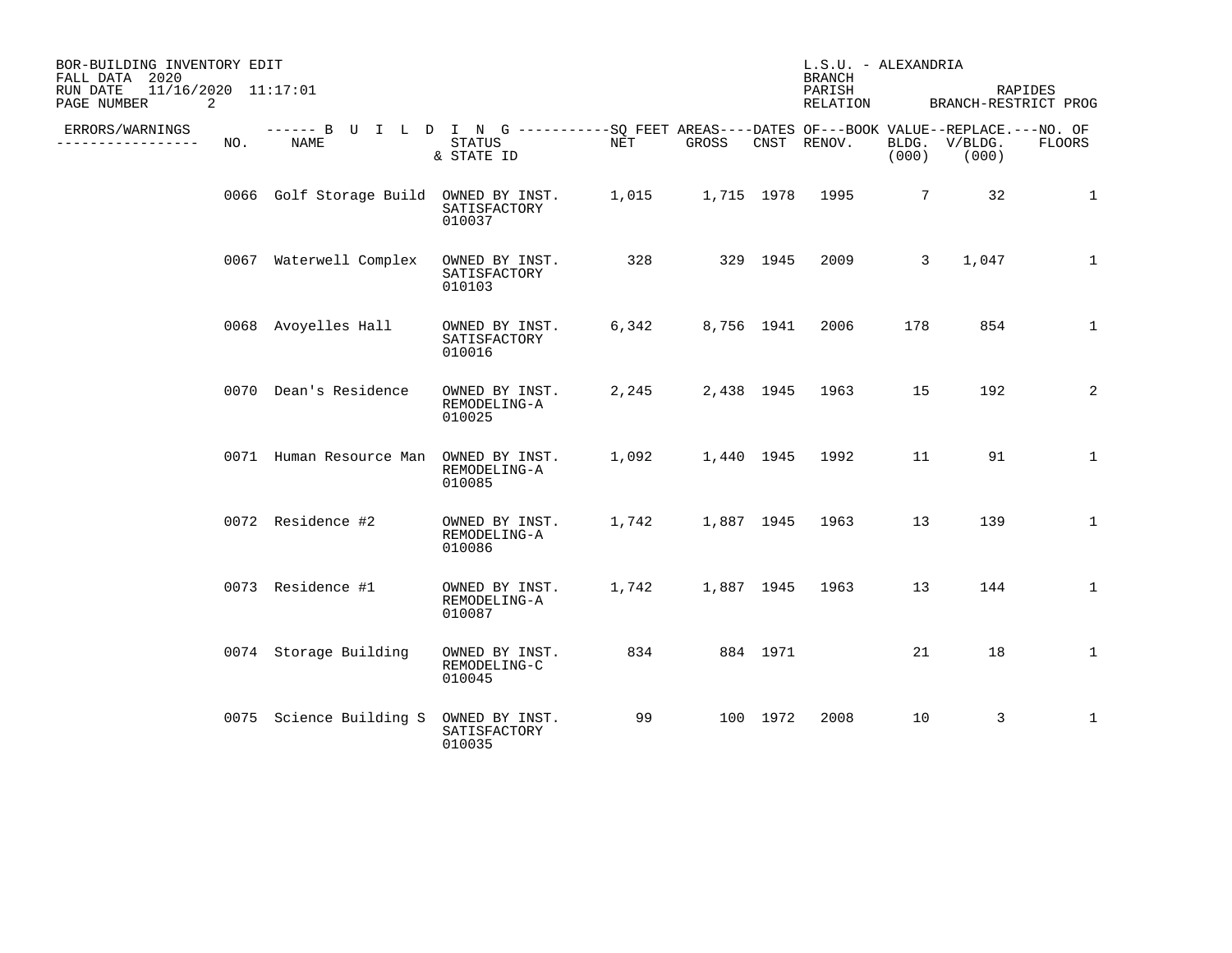BOR-BUILDING INVENTORY EDIT
FALL DATA 2020
RUN DATE 11/16/2020 11:17:01
PAGE NUMBER 2

L.S.U. - ALEXANDRIA
BRANCH
PARISH RAPIDES
RELATION BRANCH-RESTRICT PROG

| ERRORS/WARNINGS | NO. | BUILDING NAME | STATUS & STATE ID | SQ FEET AREAS NET | SQ FEET AREAS GROSS | DATES OF CNST | DATES OF RENOV. | BOOK VALUE BLDG. (000) | REPLACE. V/BLDG. (000) | NO. OF FLOORS |
|---|---|---|---|---|---|---|---|---|---|---|
| | 0066 | Golf Storage Build | OWNED BY INST. SATISFACTORY 010037 | 1,015 | 1,715 | 1978 | 1995 | 7 | 32 | 1 |
| | 0067 | Waterwell Complex | OWNED BY INST. SATISFACTORY 010103 | 328 | 329 | 1945 | 2009 | 3 | 1,047 | 1 |
| | 0068 | Avoyelles Hall | OWNED BY INST. SATISFACTORY 010016 | 6,342 | 8,756 | 1941 | 2006 | 178 | 854 | 1 |
| | 0070 | Dean's Residence | OWNED BY INST. REMODELING-A 010025 | 2,245 | 2,438 | 1945 | 1963 | 15 | 192 | 2 |
| | 0071 | Human Resource Man | OWNED BY INST. REMODELING-A 010085 | 1,092 | 1,440 | 1945 | 1992 | 11 | 91 | 1 |
| | 0072 | Residence #2 | OWNED BY INST. REMODELING-A 010086 | 1,742 | 1,887 | 1945 | 1963 | 13 | 139 | 1 |
| | 0073 | Residence #1 | OWNED BY INST. REMODELING-A 010087 | 1,742 | 1,887 | 1945 | 1963 | 13 | 144 | 1 |
| | 0074 | Storage Building | OWNED BY INST. REMODELING-C 010045 | 834 | 884 | 1971 | | 21 | 18 | 1 |
| | 0075 | Science Building S | OWNED BY INST. SATISFACTORY 010035 | 99 | 100 | 1972 | 2008 | 10 | 3 | 1 |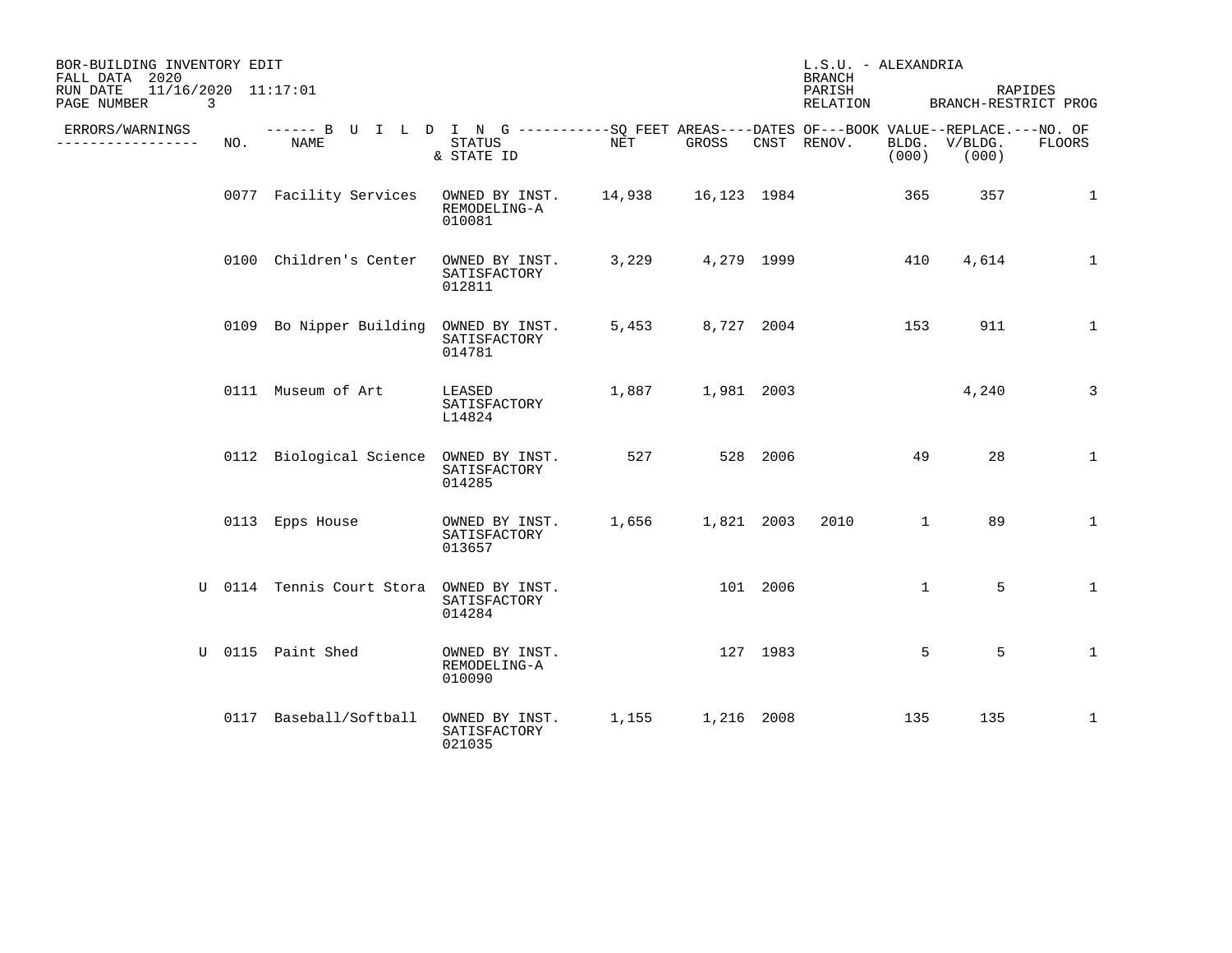BOR-BUILDING INVENTORY EDIT
FALL DATA 2020
RUN DATE 11/16/2020 11:17:01

L.S.U. - ALEXANDRIA
BRANCH
PARISH RAPIDES
RELATION BRANCH-RESTRICT PROG

| ERRORS/WARNINGS | NO. | NAME | STATUS & STATE ID | NET | GROSS | CNST | RENOV. | BOOK VALUE BLDG. (000) | REPLACE. V/BLDG. (000) | NO. OF FLOORS |
|---|---|---|---|---|---|---|---|---|---|---|
| | 0077 | Facility Services | OWNED BY INST. REMODELING-A 010081 | 14,938 | 16,123 | 1984 | | 365 | 357 | 1 |
| | 0100 | Children's Center | OWNED BY INST. SATISFACTORY 012811 | 3,229 | 4,279 | 1999 | | 410 | 4,614 | 1 |
| | 0109 | Bo Nipper Building | OWNED BY INST. SATISFACTORY 014781 | 5,453 | 8,727 | 2004 | | 153 | 911 | 1 |
| | 0111 | Museum of Art | LEASED SATISFACTORY L14824 | 1,887 | 1,981 | 2003 | | | 4,240 | 3 |
| | 0112 | Biological Science | OWNED BY INST. SATISFACTORY 014285 | 527 | 528 | 2006 | | 49 | 28 | 1 |
| | 0113 | Epps House | OWNED BY INST. SATISFACTORY 013657 | 1,656 | 1,821 | 2003 | 2010 | 1 | 89 | 1 |
| U | 0114 | Tennis Court Stora | OWNED BY INST. SATISFACTORY 014284 | | 101 | 2006 | | 1 | 5 | 1 |
| U | 0115 | Paint Shed | OWNED BY INST. REMODELING-A 010090 | | 127 | 1983 | | 5 | 5 | 1 |
| | 0117 | Baseball/Softball | OWNED BY INST. SATISFACTORY 021035 | 1,155 | 1,216 | 2008 | | 135 | 135 | 1 |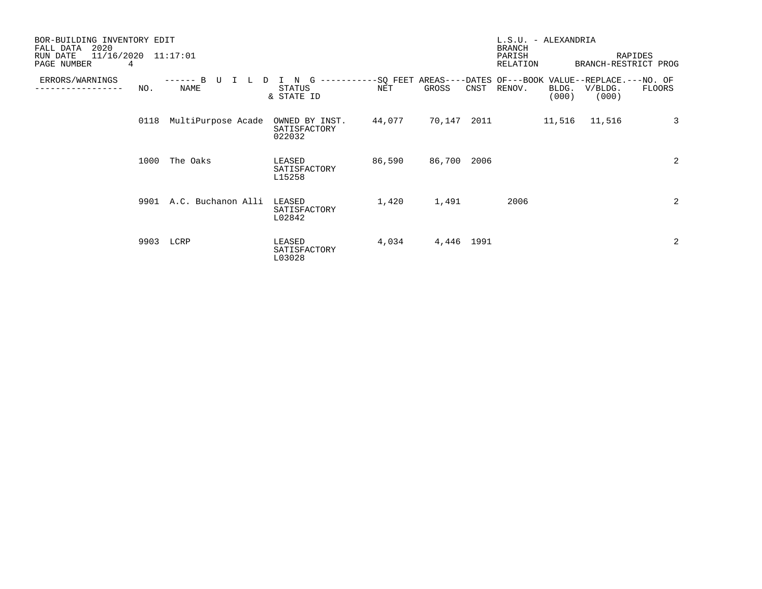BOR-BUILDING INVENTORY EDIT
FALL DATA 2020
RUN DATE 11/16/2020 11:17:01

L.S.U. - ALEXANDRIA
BRANCH
PARISH RAPIDES
RELATION BRANCH-RESTRICT PROG

| ERRORS/WARNINGS | BUILDING NO. | BUILDING NAME | STATUS & STATE ID | SQ FEET AREAS NET | SQ FEET AREAS GROSS | DATES OF CNST | DATES OF RENOV. | BOOK VALUE BLDG. (000) | REPLACE. V/BLDG. (000) | NO. OF FLOORS |
|---|---|---|---|---|---|---|---|---|---|---|
| | 0118 | MultiPurpose Acade | OWNED BY INST. SATISFACTORY 022032 | 44,077 | 70,147 | 2011 | | 11,516 | 11,516 | 3 |
| | 1000 | The Oaks | LEASED SATISFACTORY L15258 | 86,590 | 86,700 | 2006 | | | | 2 |
| | 9901 | A.C. Buchanon Alli | LEASED SATISFACTORY L02842 | 1,420 | 1,491 | | 2006 | | | 2 |
| | 9903 | LCRP | LEASED SATISFACTORY L03028 | 4,034 | 4,446 | 1991 | | | | 2 |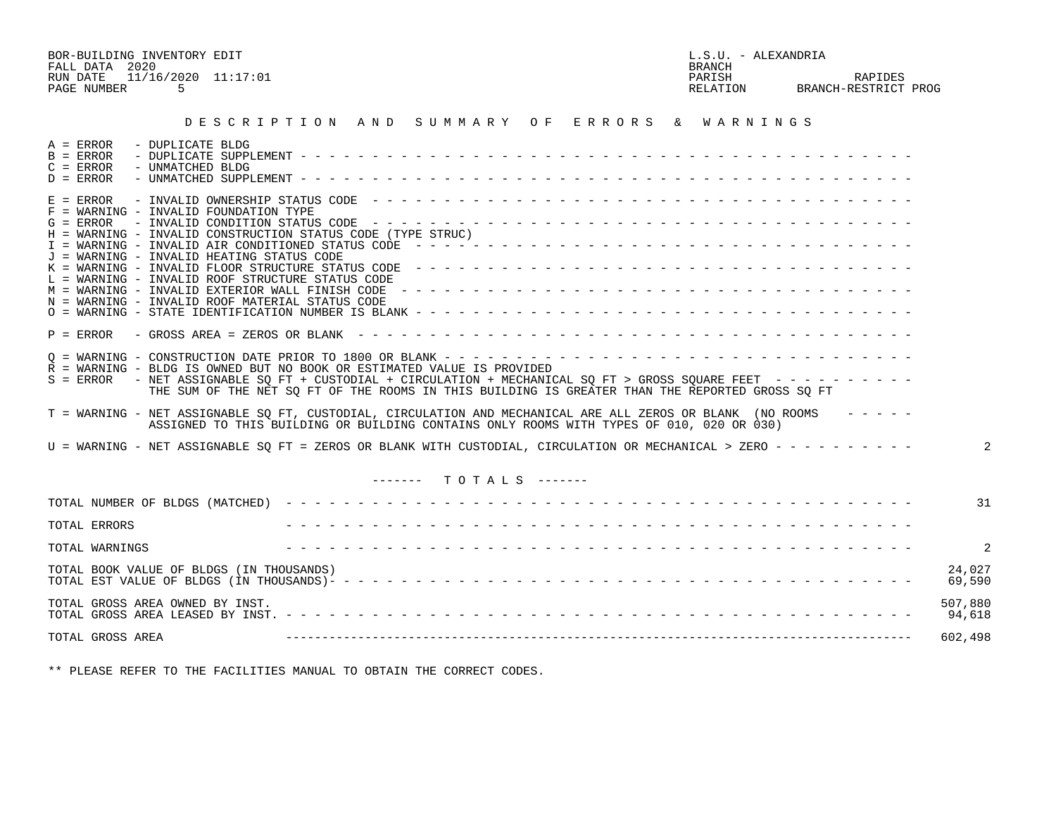BOR-BUILDING INVENTORY EDIT
FALL DATA 2020
RUN DATE 11/16/2020 11:17:01
PAGE NUMBER 5

L.S.U. - ALEXANDRIA
BRANCH
PARISH RAPIDES
RELATION BRANCH-RESTRICT PROG

## DESCRIPTION AND SUMMARY OF ERRORS & WARNINGS

| Code | Description | Count |
|---|---|---|
| A = ERROR | DUPLICATE BLDG | |
| B = ERROR | DUPLICATE SUPPLEMENT | |
| C = ERROR | UNMATCHED BLDG | |
| D = ERROR | UNMATCHED SUPPLEMENT | |
| E = ERROR | INVALID OWNERSHIP STATUS CODE | |
| F = WARNING | INVALID FOUNDATION TYPE | |
| G = ERROR | INVALID CONDITION STATUS CODE | |
| H = WARNING | INVALID CONSTRUCTION STATUS CODE (TYPE STRUC) | |
| I = WARNING | INVALID AIR CONDITIONED STATUS CODE | |
| J = WARNING | INVALID HEATING STATUS CODE | |
| K = WARNING | INVALID FLOOR STRUCTURE STATUS CODE | |
| L = WARNING | INVALID ROOF STRUCTURE STATUS CODE | |
| M = WARNING | INVALID EXTERIOR WALL FINISH CODE | |
| N = WARNING | INVALID ROOF MATERIAL STATUS CODE | |
| O = WARNING | STATE IDENTIFICATION NUMBER IS BLANK | |
| P = ERROR | GROSS AREA = ZEROS OR BLANK | |
| Q = WARNING | CONSTRUCTION DATE PRIOR TO 1800 OR BLANK | |
| R = WARNING | BLDG IS OWNED BUT NO BOOK OR ESTIMATED VALUE IS PROVIDED | |
| S = ERROR | NET ASSIGNABLE SQ FT + CUSTODIAL + CIRCULATION + MECHANICAL SQ FT > GROSS SQUARE FEET<br>THE SUM OF THE NET SQ FT OF THE ROOMS IN THIS BUILDING IS GREATER THAN THE REPORTED GROSS SQ FT | |
| T = WARNING | NET ASSIGNABLE SQ FT, CUSTODIAL, CIRCULATION AND MECHANICAL ARE ALL ZEROS OR BLANK (NO ROOMS ASSIGNED TO THIS BUILDING OR BUILDING CONTAINS ONLY ROOMS WITH TYPES OF 010, 020 OR 030) | |
| U = WARNING | NET ASSIGNABLE SQ FT = ZEROS OR BLANK WITH CUSTODIAL, CIRCULATION OR MECHANICAL > ZERO | 2 |

## TOTALS

| Item | Value |
|---|---|
| TOTAL NUMBER OF BLDGS (MATCHED) | 31 |
| TOTAL ERRORS | |
| TOTAL WARNINGS | 2 |
| TOTAL BOOK VALUE OF BLDGS (IN THOUSANDS) | 24,027 |
| TOTAL EST VALUE OF BLDGS (IN THOUSANDS) | 69,590 |
| TOTAL GROSS AREA OWNED BY INST. | 507,880 |
| TOTAL GROSS AREA LEASED BY INST. | 94,618 |
| TOTAL GROSS AREA | 602,498 |

** PLEASE REFER TO THE FACILITIES MANUAL TO OBTAIN THE CORRECT CODES.